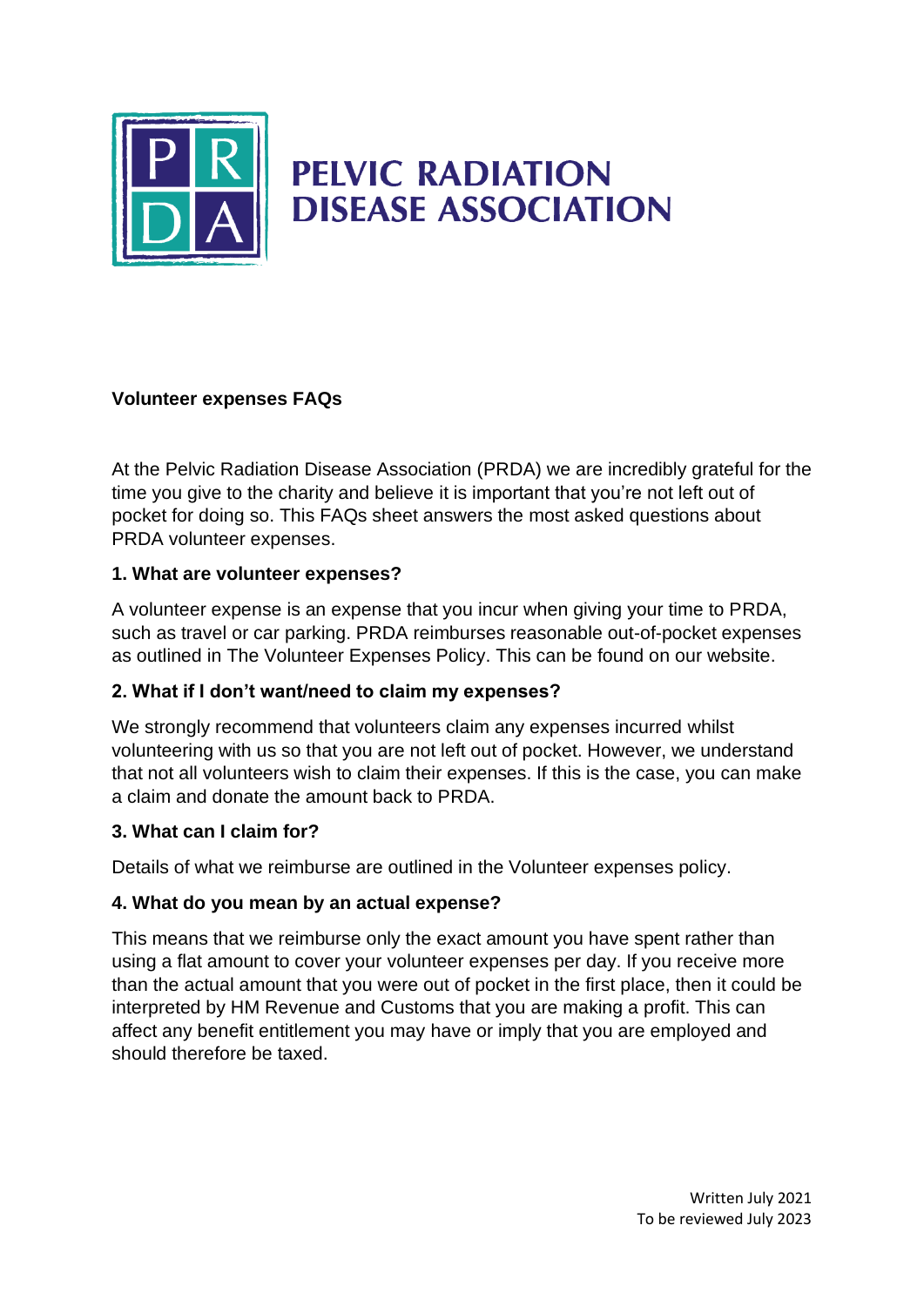# PELVIC RADIATION DISEASE ASSOCIATION

## Volunteer expenses FAQs

At the Pelvic Radiation Disease Association (PRDA) we are incredibly grateful for the time you give to the charity and believe it is important that you're not left out of pocket for doing so. This FAQs sheet answers the most asked questions about PRDA volunteer expenses.

### 1. What are volunteer expenses?

A volunteer expense is an expense that you incur when giving your time to PRDA, such as travel or car parking. PRDA reimburses reasonable out-of-pocket expenses as outlined in The Volunteer Expenses Policy. This can be found on our website.

### 2. What if I don't want/need to claim my expenses?

We strongly recommend that volunteers claim any expenses incurred whilst volunteering with us so that you are not left out of pocket. However, we understand that not all volunteers wish to claim their expenses. If this is the case, you can make a claim and donate the amount back to PRDA.

### 3. What can I claim for?

Details of what we reimburse are outlined in the Volunteer expenses policy.

### 4. What do you mean by an actual expense?

This means that we reimburse only the exact amount you have spent rather than using a flat amount to cover your volunteer expenses per day. If you receive more than the actual amount that you were out of pocket in the first place, then it could be interpreted by HM Revenue and Customs that you are making a profit. This can affect any benefit entitlement you may have or imply that you are employed and should therefore be taxed.

Written July 2021
To be reviewed July 2023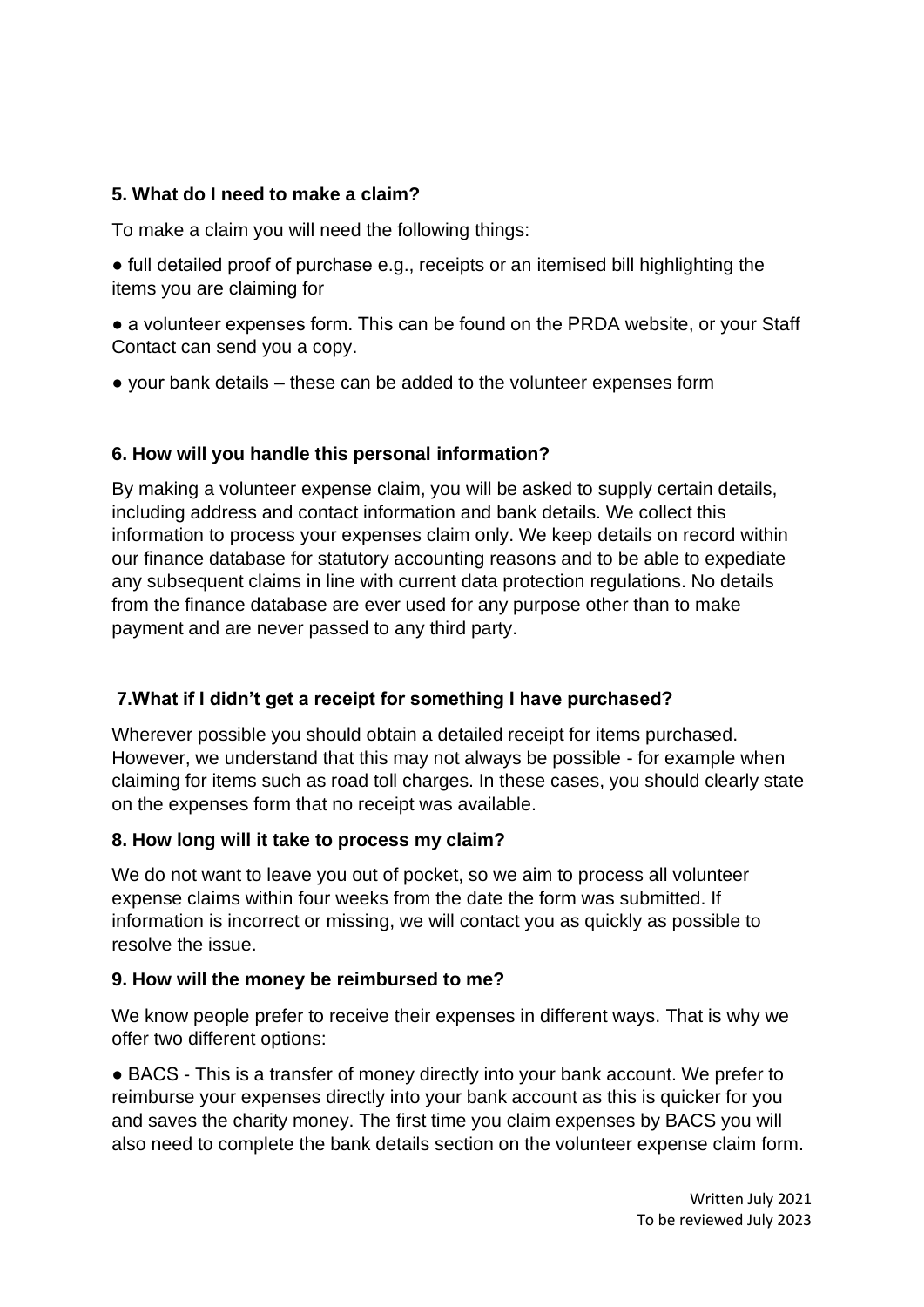**5. What do I need to make a claim?**

To make a claim you will need the following things:

- full detailed proof of purchase e.g., receipts or an itemised bill highlighting the items you are claiming for
- a volunteer expenses form. This can be found on the PRDA website, or your Staff Contact can send you a copy.
- your bank details – these can be added to the volunteer expenses form

**6. How will you handle this personal information?**

By making a volunteer expense claim, you will be asked to supply certain details, including address and contact information and bank details. We collect this information to process your expenses claim only. We keep details on record within our finance database for statutory accounting reasons and to be able to expediate any subsequent claims in line with current data protection regulations. No details from the finance database are ever used for any purpose other than to make payment and are never passed to any third party.

**7.What if I didn't get a receipt for something I have purchased?**

Wherever possible you should obtain a detailed receipt for items purchased. However, we understand that this may not always be possible - for example when claiming for items such as road toll charges. In these cases, you should clearly state on the expenses form that no receipt was available.

**8. How long will it take to process my claim?**

We do not want to leave you out of pocket, so we aim to process all volunteer expense claims within four weeks from the date the form was submitted. If information is incorrect or missing, we will contact you as quickly as possible to resolve the issue.

**9. How will the money be reimbursed to me?**

We know people prefer to receive their expenses in different ways. That is why we offer two different options:

- BACS - This is a transfer of money directly into your bank account. We prefer to reimburse your expenses directly into your bank account as this is quicker for you and saves the charity money. The first time you claim expenses by BACS you will also need to complete the bank details section on the volunteer expense claim form.

Written July 2021
To be reviewed July 2023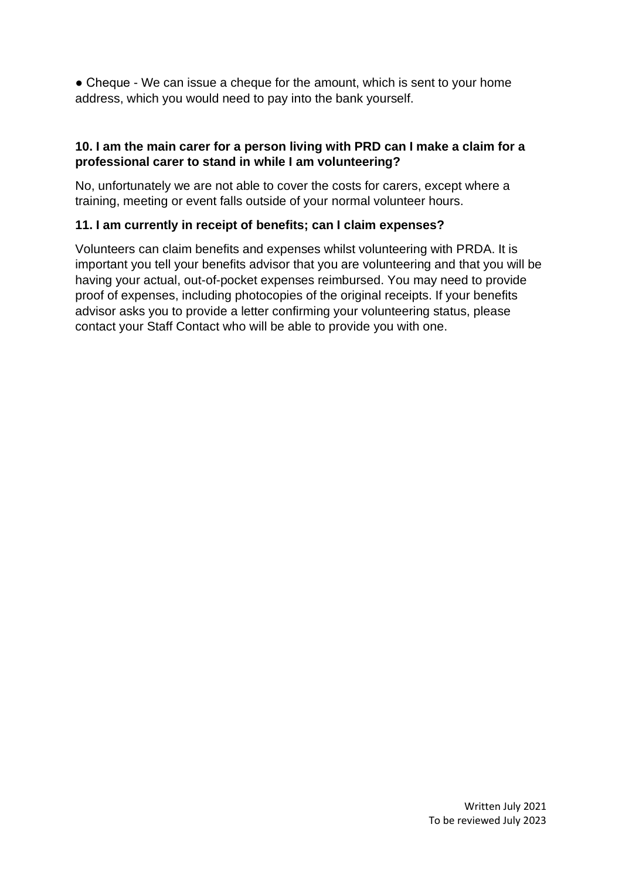- Cheque - We can issue a cheque for the amount, which is sent to your home address, which you would need to pay into the bank yourself.

**10. I am the main carer for a person living with PRD can I make a claim for a professional carer to stand in while I am volunteering?**

No, unfortunately we are not able to cover the costs for carers, except where a training, meeting or event falls outside of your normal volunteer hours.

**11. I am currently in receipt of benefits; can I claim expenses?**

Volunteers can claim benefits and expenses whilst volunteering with PRDA. It is important you tell your benefits advisor that you are volunteering and that you will be having your actual, out-of-pocket expenses reimbursed. You may need to provide proof of expenses, including photocopies of the original receipts. If your benefits advisor asks you to provide a letter confirming your volunteering status, please contact your Staff Contact who will be able to provide you with one.

Written July 2021
To be reviewed July 2023